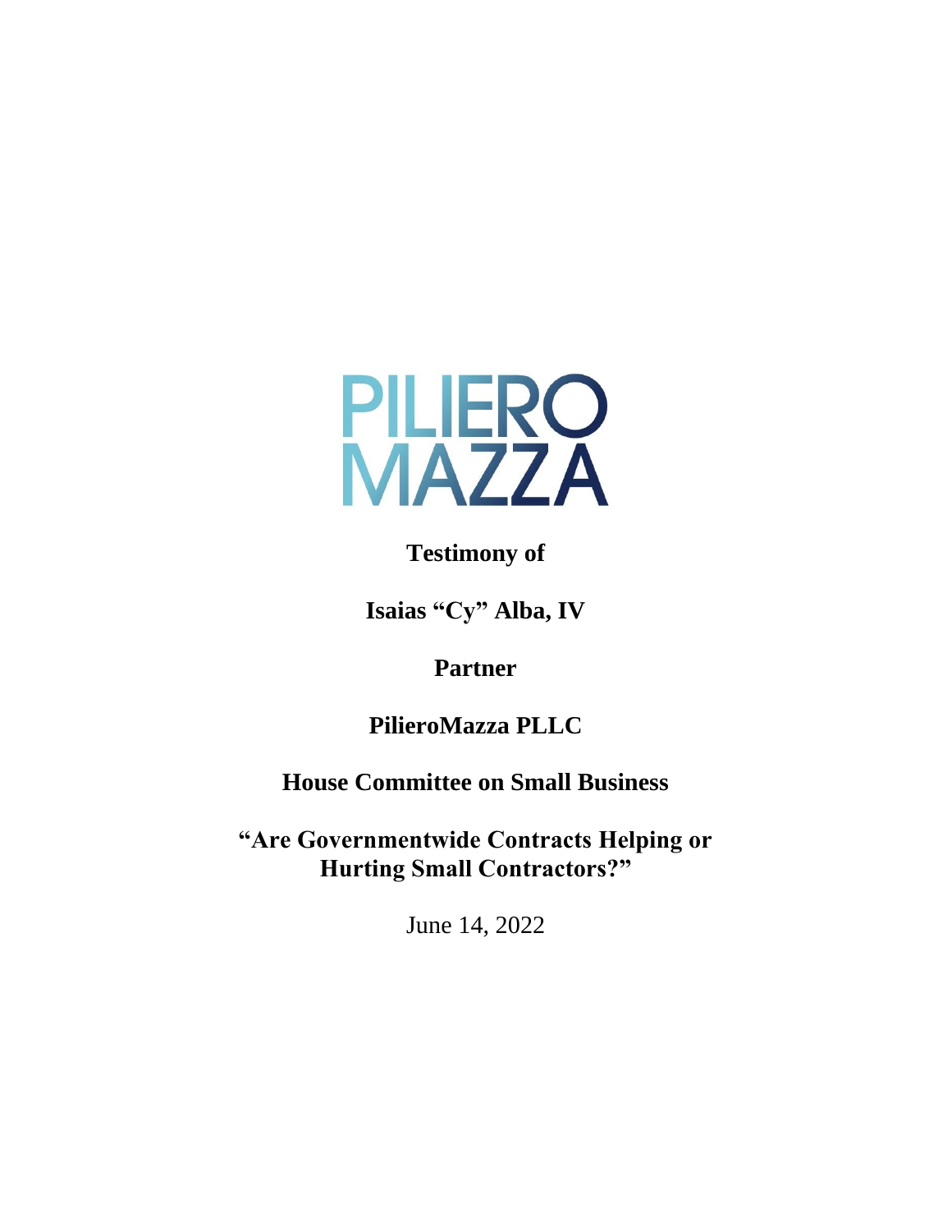PILIERO
MAZZA

**Testimony of**

**Isaias "Cy" Alba, IV**

**Partner**

**PilieroMazza PLLC**

**House Committee on Small Business**

**"Are Governmentwide Contracts Helping or Hurting Small Contractors?"**

June 14, 2022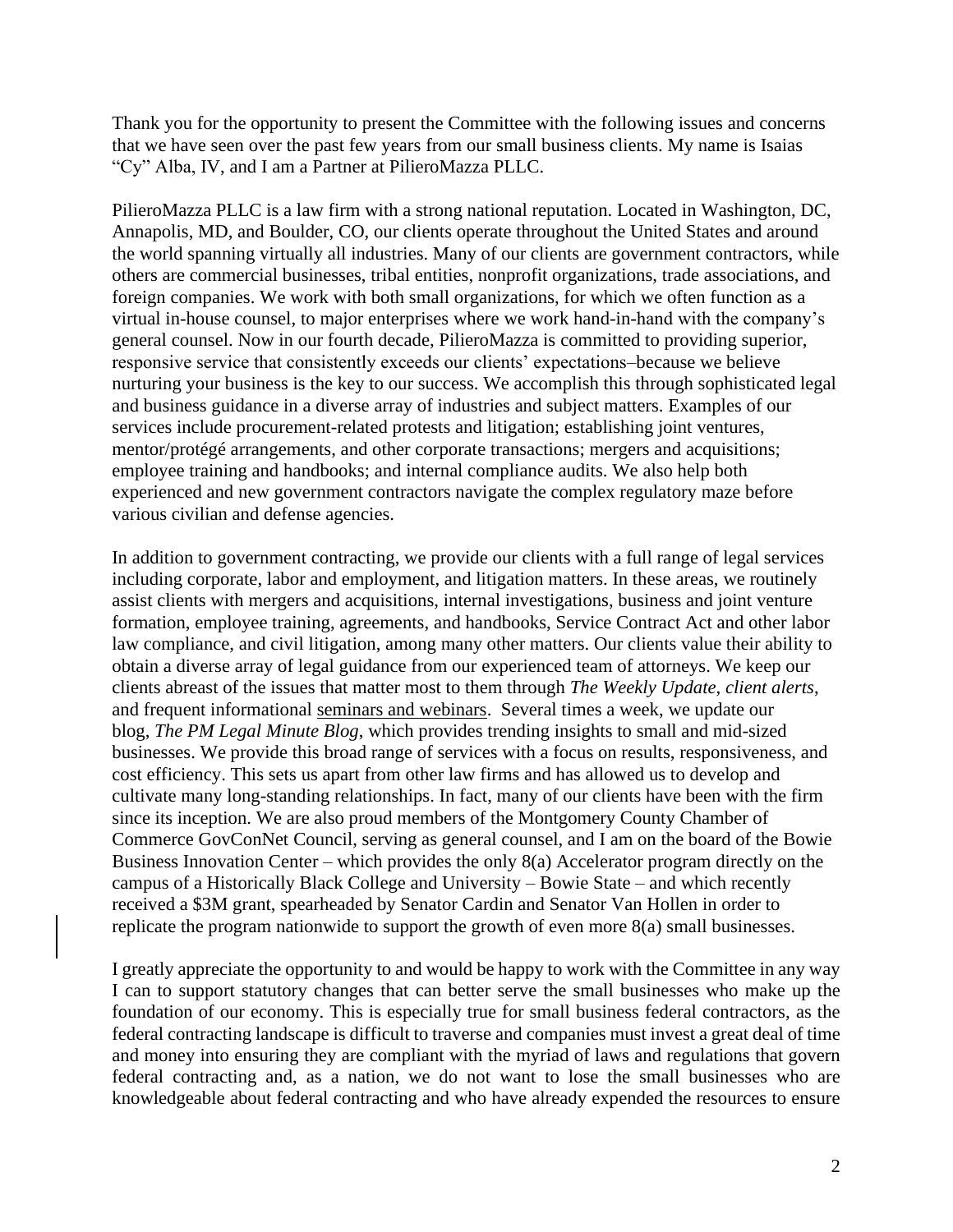Thank you for the opportunity to present the Committee with the following issues and concerns that we have seen over the past few years from our small business clients. My name is Isaias "Cy" Alba, IV, and I am a Partner at PilieroMazza PLLC.

PilieroMazza PLLC is a law firm with a strong national reputation. Located in Washington, DC, Annapolis, MD, and Boulder, CO, our clients operate throughout the United States and around the world spanning virtually all industries. Many of our clients are government contractors, while others are commercial businesses, tribal entities, nonprofit organizations, trade associations, and foreign companies. We work with both small organizations, for which we often function as a virtual in-house counsel, to major enterprises where we work hand-in-hand with the company's general counsel. Now in our fourth decade, PilieroMazza is committed to providing superior, responsive service that consistently exceeds our clients' expectations–because we believe nurturing your business is the key to our success. We accomplish this through sophisticated legal and business guidance in a diverse array of industries and subject matters. Examples of our services include procurement-related protests and litigation; establishing joint ventures, mentor/protégé arrangements, and other corporate transactions; mergers and acquisitions; employee training and handbooks; and internal compliance audits. We also help both experienced and new government contractors navigate the complex regulatory maze before various civilian and defense agencies.

In addition to government contracting, we provide our clients with a full range of legal services including corporate, labor and employment, and litigation matters. In these areas, we routinely assist clients with mergers and acquisitions, internal investigations, business and joint venture formation, employee training, agreements, and handbooks, Service Contract Act and other labor law compliance, and civil litigation, among many other matters. Our clients value their ability to obtain a diverse array of legal guidance from our experienced team of attorneys. We keep our clients abreast of the issues that matter most to them through *The Weekly Update*, *client alerts*, and frequent informational seminars and webinars. Several times a week, we update our blog, *The PM Legal Minute Blog*, which provides trending insights to small and mid-sized businesses. We provide this broad range of services with a focus on results, responsiveness, and cost efficiency. This sets us apart from other law firms and has allowed us to develop and cultivate many long-standing relationships. In fact, many of our clients have been with the firm since its inception. We are also proud members of the Montgomery County Chamber of Commerce GovConNet Council, serving as general counsel, and I am on the board of the Bowie Business Innovation Center – which provides the only 8(a) Accelerator program directly on the campus of a Historically Black College and University – Bowie State – and which recently received a $3M grant, spearheaded by Senator Cardin and Senator Van Hollen in order to replicate the program nationwide to support the growth of even more 8(a) small businesses.

I greatly appreciate the opportunity to and would be happy to work with the Committee in any way I can to support statutory changes that can better serve the small businesses who make up the foundation of our economy. This is especially true for small business federal contractors, as the federal contracting landscape is difficult to traverse and companies must invest a great deal of time and money into ensuring they are compliant with the myriad of laws and regulations that govern federal contracting and, as a nation, we do not want to lose the small businesses who are knowledgeable about federal contracting and who have already expended the resources to ensure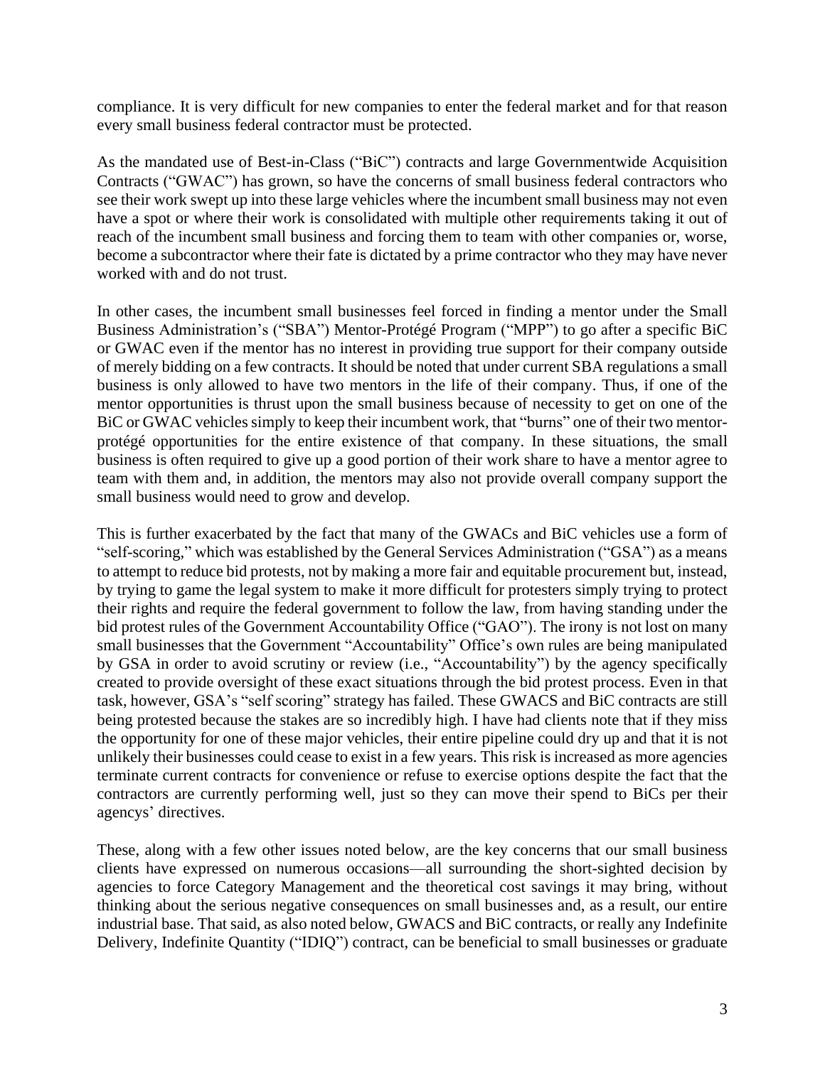compliance. It is very difficult for new companies to enter the federal market and for that reason every small business federal contractor must be protected.

As the mandated use of Best-in-Class ("BiC") contracts and large Governmentwide Acquisition Contracts ("GWAC") has grown, so have the concerns of small business federal contractors who see their work swept up into these large vehicles where the incumbent small business may not even have a spot or where their work is consolidated with multiple other requirements taking it out of reach of the incumbent small business and forcing them to team with other companies or, worse, become a subcontractor where their fate is dictated by a prime contractor who they may have never worked with and do not trust.

In other cases, the incumbent small businesses feel forced in finding a mentor under the Small Business Administration's ("SBA") Mentor-Protégé Program ("MPP") to go after a specific BiC or GWAC even if the mentor has no interest in providing true support for their company outside of merely bidding on a few contracts. It should be noted that under current SBA regulations a small business is only allowed to have two mentors in the life of their company. Thus, if one of the mentor opportunities is thrust upon the small business because of necessity to get on one of the BiC or GWAC vehicles simply to keep their incumbent work, that "burns" one of their two mentor-protégé opportunities for the entire existence of that company. In these situations, the small business is often required to give up a good portion of their work share to have a mentor agree to team with them and, in addition, the mentors may also not provide overall company support the small business would need to grow and develop.

This is further exacerbated by the fact that many of the GWACs and BiC vehicles use a form of "self-scoring," which was established by the General Services Administration ("GSA") as a means to attempt to reduce bid protests, not by making a more fair and equitable procurement but, instead, by trying to game the legal system to make it more difficult for protesters simply trying to protect their rights and require the federal government to follow the law, from having standing under the bid protest rules of the Government Accountability Office ("GAO"). The irony is not lost on many small businesses that the Government "Accountability" Office's own rules are being manipulated by GSA in order to avoid scrutiny or review (i.e., "Accountability") by the agency specifically created to provide oversight of these exact situations through the bid protest process. Even in that task, however, GSA's "self scoring" strategy has failed. These GWACS and BiC contracts are still being protested because the stakes are so incredibly high. I have had clients note that if they miss the opportunity for one of these major vehicles, their entire pipeline could dry up and that it is not unlikely their businesses could cease to exist in a few years. This risk is increased as more agencies terminate current contracts for convenience or refuse to exercise options despite the fact that the contractors are currently performing well, just so they can move their spend to BiCs per their agencys' directives.

These, along with a few other issues noted below, are the key concerns that our small business clients have expressed on numerous occasions—all surrounding the short-sighted decision by agencies to force Category Management and the theoretical cost savings it may bring, without thinking about the serious negative consequences on small businesses and, as a result, our entire industrial base. That said, as also noted below, GWACS and BiC contracts, or really any Indefinite Delivery, Indefinite Quantity ("IDIQ") contract, can be beneficial to small businesses or graduate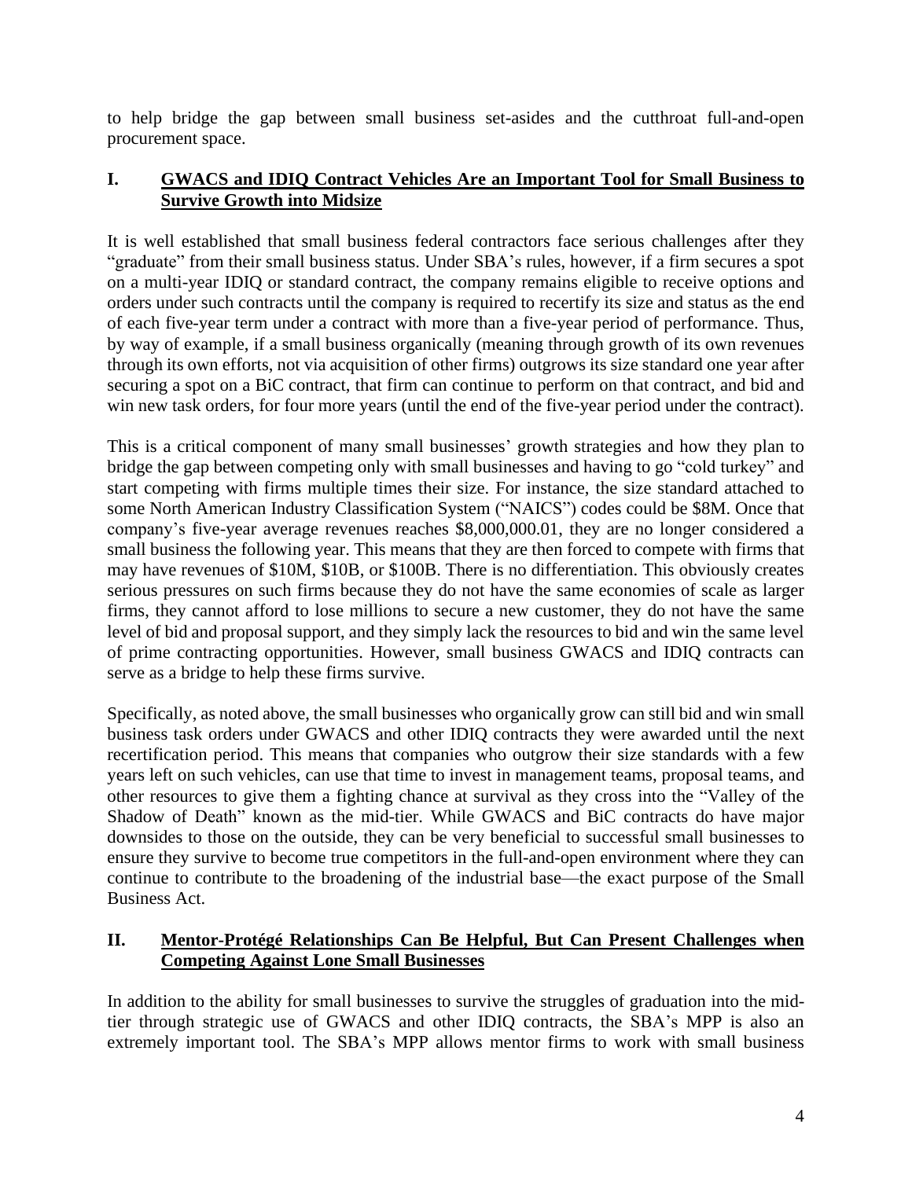to help bridge the gap between small business set-asides and the cutthroat full-and-open procurement space.

## I. GWACS and IDIQ Contract Vehicles Are an Important Tool for Small Business to Survive Growth into Midsize

It is well established that small business federal contractors face serious challenges after they "graduate" from their small business status. Under SBA's rules, however, if a firm secures a spot on a multi-year IDIQ or standard contract, the company remains eligible to receive options and orders under such contracts until the company is required to recertify its size and status as the end of each five-year term under a contract with more than a five-year period of performance. Thus, by way of example, if a small business organically (meaning through growth of its own revenues through its own efforts, not via acquisition of other firms) outgrows its size standard one year after securing a spot on a BiC contract, that firm can continue to perform on that contract, and bid and win new task orders, for four more years (until the end of the five-year period under the contract).

This is a critical component of many small businesses' growth strategies and how they plan to bridge the gap between competing only with small businesses and having to go "cold turkey" and start competing with firms multiple times their size. For instance, the size standard attached to some North American Industry Classification System ("NAICS") codes could be $8M. Once that company's five-year average revenues reaches $8,000,000.01, they are no longer considered a small business the following year. This means that they are then forced to compete with firms that may have revenues of $10M, $10B, or $100B. There is no differentiation. This obviously creates serious pressures on such firms because they do not have the same economies of scale as larger firms, they cannot afford to lose millions to secure a new customer, they do not have the same level of bid and proposal support, and they simply lack the resources to bid and win the same level of prime contracting opportunities. However, small business GWACS and IDIQ contracts can serve as a bridge to help these firms survive.

Specifically, as noted above, the small businesses who organically grow can still bid and win small business task orders under GWACS and other IDIQ contracts they were awarded until the next recertification period. This means that companies who outgrow their size standards with a few years left on such vehicles, can use that time to invest in management teams, proposal teams, and other resources to give them a fighting chance at survival as they cross into the "Valley of the Shadow of Death" known as the mid-tier. While GWACS and BiC contracts do have major downsides to those on the outside, they can be very beneficial to successful small businesses to ensure they survive to become true competitors in the full-and-open environment where they can continue to contribute to the broadening of the industrial base—the exact purpose of the Small Business Act.

## II. Mentor-Protégé Relationships Can Be Helpful, But Can Present Challenges when Competing Against Lone Small Businesses

In addition to the ability for small businesses to survive the struggles of graduation into the mid-tier through strategic use of GWACS and other IDIQ contracts, the SBA's MPP is also an extremely important tool. The SBA's MPP allows mentor firms to work with small business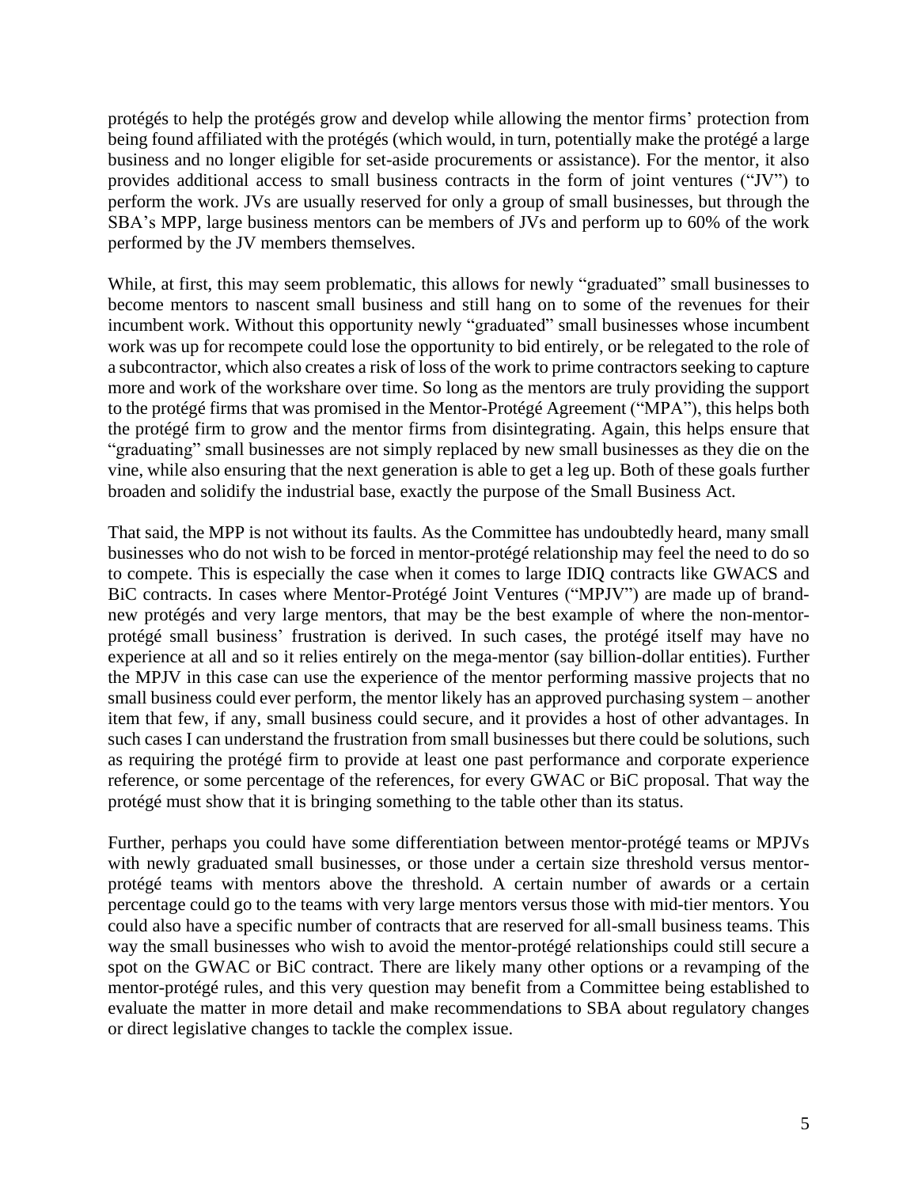protégés to help the protégés grow and develop while allowing the mentor firms' protection from being found affiliated with the protégés (which would, in turn, potentially make the protégé a large business and no longer eligible for set-aside procurements or assistance). For the mentor, it also provides additional access to small business contracts in the form of joint ventures ("JV") to perform the work. JVs are usually reserved for only a group of small businesses, but through the SBA's MPP, large business mentors can be members of JVs and perform up to 60% of the work performed by the JV members themselves.

While, at first, this may seem problematic, this allows for newly "graduated" small businesses to become mentors to nascent small business and still hang on to some of the revenues for their incumbent work. Without this opportunity newly "graduated" small businesses whose incumbent work was up for recompete could lose the opportunity to bid entirely, or be relegated to the role of a subcontractor, which also creates a risk of loss of the work to prime contractors seeking to capture more and work of the workshare over time. So long as the mentors are truly providing the support to the protégé firms that was promised in the Mentor-Protégé Agreement ("MPA"), this helps both the protégé firm to grow and the mentor firms from disintegrating. Again, this helps ensure that "graduating" small businesses are not simply replaced by new small businesses as they die on the vine, while also ensuring that the next generation is able to get a leg up. Both of these goals further broaden and solidify the industrial base, exactly the purpose of the Small Business Act.

That said, the MPP is not without its faults. As the Committee has undoubtedly heard, many small businesses who do not wish to be forced in mentor-protégé relationship may feel the need to do so to compete. This is especially the case when it comes to large IDIQ contracts like GWACS and BiC contracts. In cases where Mentor-Protégé Joint Ventures ("MPJV") are made up of brand-new protégés and very large mentors, that may be the best example of where the non-mentor-protégé small business' frustration is derived. In such cases, the protégé itself may have no experience at all and so it relies entirely on the mega-mentor (say billion-dollar entities). Further the MPJV in this case can use the experience of the mentor performing massive projects that no small business could ever perform, the mentor likely has an approved purchasing system – another item that few, if any, small business could secure, and it provides a host of other advantages. In such cases I can understand the frustration from small businesses but there could be solutions, such as requiring the protégé firm to provide at least one past performance and corporate experience reference, or some percentage of the references, for every GWAC or BiC proposal. That way the protégé must show that it is bringing something to the table other than its status.

Further, perhaps you could have some differentiation between mentor-protégé teams or MPJVs with newly graduated small businesses, or those under a certain size threshold versus mentor-protégé teams with mentors above the threshold. A certain number of awards or a certain percentage could go to the teams with very large mentors versus those with mid-tier mentors. You could also have a specific number of contracts that are reserved for all-small business teams. This way the small businesses who wish to avoid the mentor-protégé relationships could still secure a spot on the GWAC or BiC contract. There are likely many other options or a revamping of the mentor-protégé rules, and this very question may benefit from a Committee being established to evaluate the matter in more detail and make recommendations to SBA about regulatory changes or direct legislative changes to tackle the complex issue.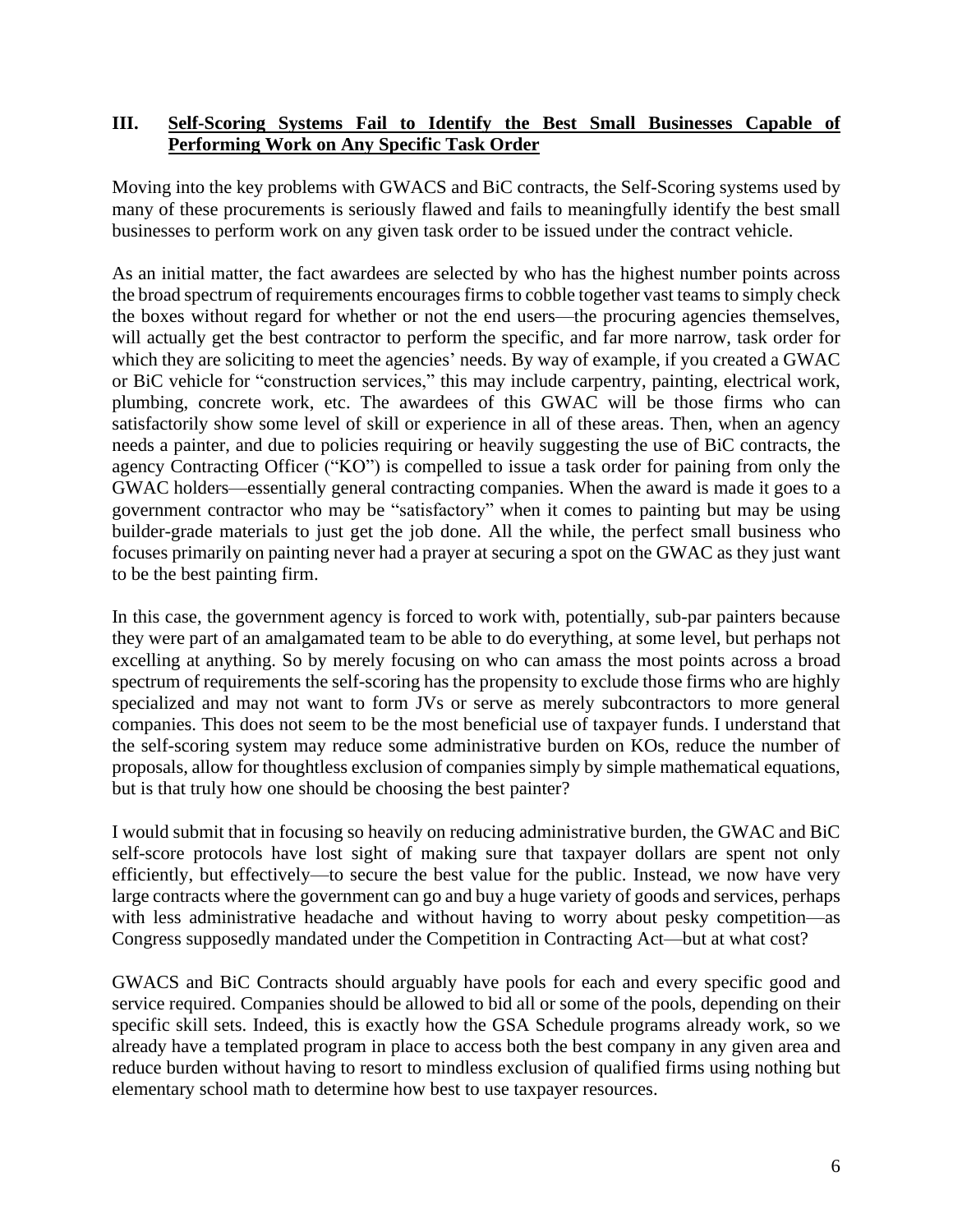### III. <u>Self-Scoring Systems Fail to Identify the Best Small Businesses Capable of Performing Work on Any Specific Task Order</u>

Moving into the key problems with GWACS and BiC contracts, the Self-Scoring systems used by many of these procurements is seriously flawed and fails to meaningfully identify the best small businesses to perform work on any given task order to be issued under the contract vehicle.

As an initial matter, the fact awardees are selected by who has the highest number points across the broad spectrum of requirements encourages firms to cobble together vast teams to simply check the boxes without regard for whether or not the end users—the procuring agencies themselves, will actually get the best contractor to perform the specific, and far more narrow, task order for which they are soliciting to meet the agencies' needs. By way of example, if you created a GWAC or BiC vehicle for "construction services," this may include carpentry, painting, electrical work, plumbing, concrete work, etc. The awardees of this GWAC will be those firms who can satisfactorily show some level of skill or experience in all of these areas. Then, when an agency needs a painter, and due to policies requiring or heavily suggesting the use of BiC contracts, the agency Contracting Officer ("KO") is compelled to issue a task order for paining from only the GWAC holders—essentially general contracting companies. When the award is made it goes to a government contractor who may be "satisfactory" when it comes to painting but may be using builder-grade materials to just get the job done. All the while, the perfect small business who focuses primarily on painting never had a prayer at securing a spot on the GWAC as they just want to be the best painting firm.

In this case, the government agency is forced to work with, potentially, sub-par painters because they were part of an amalgamated team to be able to do everything, at some level, but perhaps not excelling at anything. So by merely focusing on who can amass the most points across a broad spectrum of requirements the self-scoring has the propensity to exclude those firms who are highly specialized and may not want to form JVs or serve as merely subcontractors to more general companies. This does not seem to be the most beneficial use of taxpayer funds. I understand that the self-scoring system may reduce some administrative burden on KOs, reduce the number of proposals, allow for thoughtless exclusion of companies simply by simple mathematical equations, but is that truly how one should be choosing the best painter?

I would submit that in focusing so heavily on reducing administrative burden, the GWAC and BiC self-score protocols have lost sight of making sure that taxpayer dollars are spent not only efficiently, but effectively—to secure the best value for the public. Instead, we now have very large contracts where the government can go and buy a huge variety of goods and services, perhaps with less administrative headache and without having to worry about pesky competition—as Congress supposedly mandated under the Competition in Contracting Act—but at what cost?

GWACS and BiC Contracts should arguably have pools for each and every specific good and service required. Companies should be allowed to bid all or some of the pools, depending on their specific skill sets. Indeed, this is exactly how the GSA Schedule programs already work, so we already have a templated program in place to access both the best company in any given area and reduce burden without having to resort to mindless exclusion of qualified firms using nothing but elementary school math to determine how best to use taxpayer resources.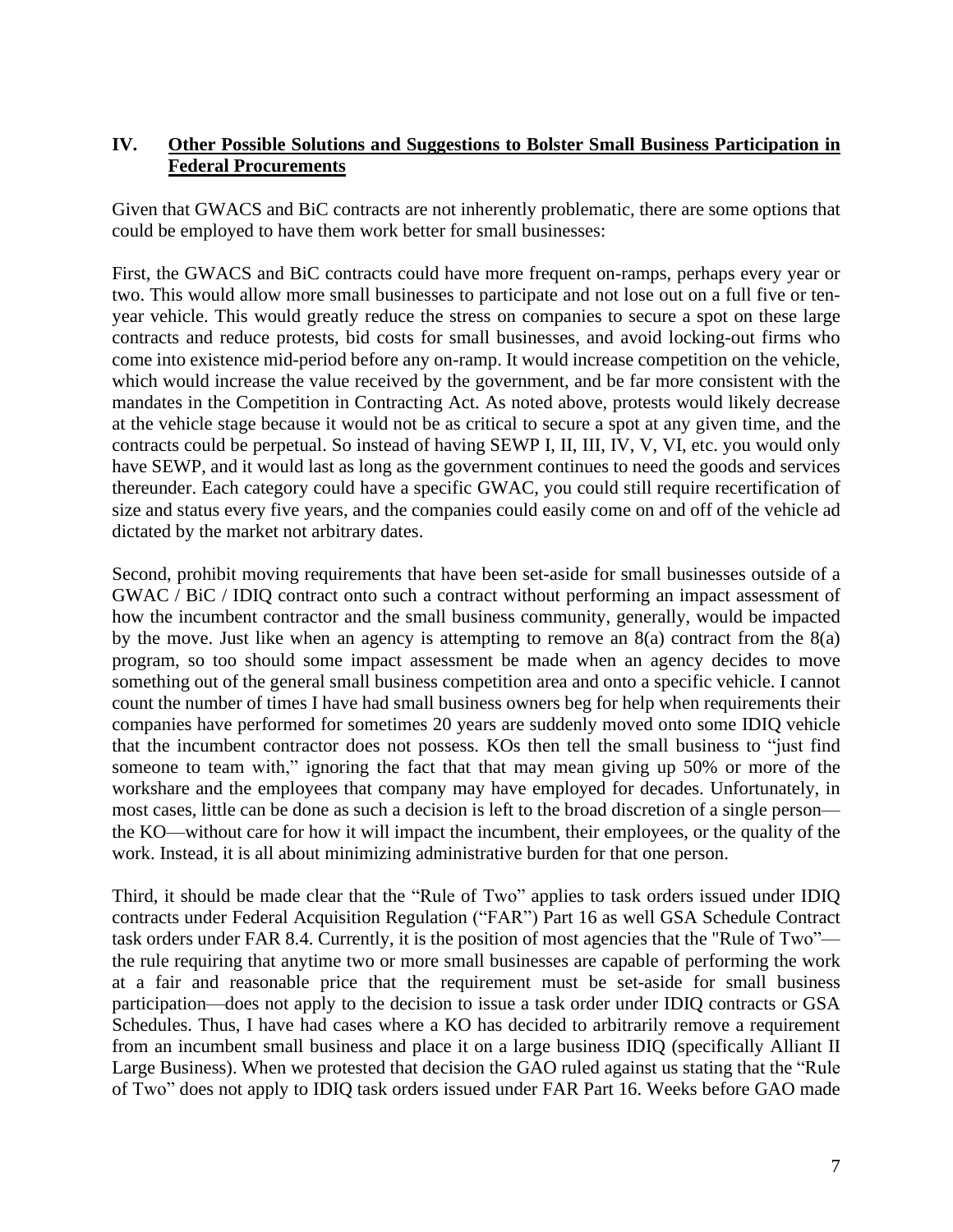## IV. Other Possible Solutions and Suggestions to Bolster Small Business Participation in Federal Procurements

Given that GWACS and BiC contracts are not inherently problematic, there are some options that could be employed to have them work better for small businesses:

First, the GWACS and BiC contracts could have more frequent on-ramps, perhaps every year or two. This would allow more small businesses to participate and not lose out on a full five or ten-year vehicle. This would greatly reduce the stress on companies to secure a spot on these large contracts and reduce protests, bid costs for small businesses, and avoid locking-out firms who come into existence mid-period before any on-ramp. It would increase competition on the vehicle, which would increase the value received by the government, and be far more consistent with the mandates in the Competition in Contracting Act. As noted above, protests would likely decrease at the vehicle stage because it would not be as critical to secure a spot at any given time, and the contracts could be perpetual. So instead of having SEWP I, II, III, IV, V, VI, etc. you would only have SEWP, and it would last as long as the government continues to need the goods and services thereunder. Each category could have a specific GWAC, you could still require recertification of size and status every five years, and the companies could easily come on and off of the vehicle ad dictated by the market not arbitrary dates.

Second, prohibit moving requirements that have been set-aside for small businesses outside of a GWAC / BiC / IDIQ contract onto such a contract without performing an impact assessment of how the incumbent contractor and the small business community, generally, would be impacted by the move. Just like when an agency is attempting to remove an 8(a) contract from the 8(a) program, so too should some impact assessment be made when an agency decides to move something out of the general small business competition area and onto a specific vehicle. I cannot count the number of times I have had small business owners beg for help when requirements their companies have performed for sometimes 20 years are suddenly moved onto some IDIQ vehicle that the incumbent contractor does not possess. KOs then tell the small business to "just find someone to team with," ignoring the fact that that may mean giving up 50% or more of the workshare and the employees that company may have employed for decades. Unfortunately, in most cases, little can be done as such a decision is left to the broad discretion of a single person—the KO—without care for how it will impact the incumbent, their employees, or the quality of the work. Instead, it is all about minimizing administrative burden for that one person.

Third, it should be made clear that the "Rule of Two" applies to task orders issued under IDIQ contracts under Federal Acquisition Regulation ("FAR") Part 16 as well GSA Schedule Contract task orders under FAR 8.4. Currently, it is the position of most agencies that the "Rule of Two"—the rule requiring that anytime two or more small businesses are capable of performing the work at a fair and reasonable price that the requirement must be set-aside for small business participation—does not apply to the decision to issue a task order under IDIQ contracts or GSA Schedules. Thus, I have had cases where a KO has decided to arbitrarily remove a requirement from an incumbent small business and place it on a large business IDIQ (specifically Alliant II Large Business). When we protested that decision the GAO ruled against us stating that the "Rule of Two" does not apply to IDIQ task orders issued under FAR Part 16. Weeks before GAO made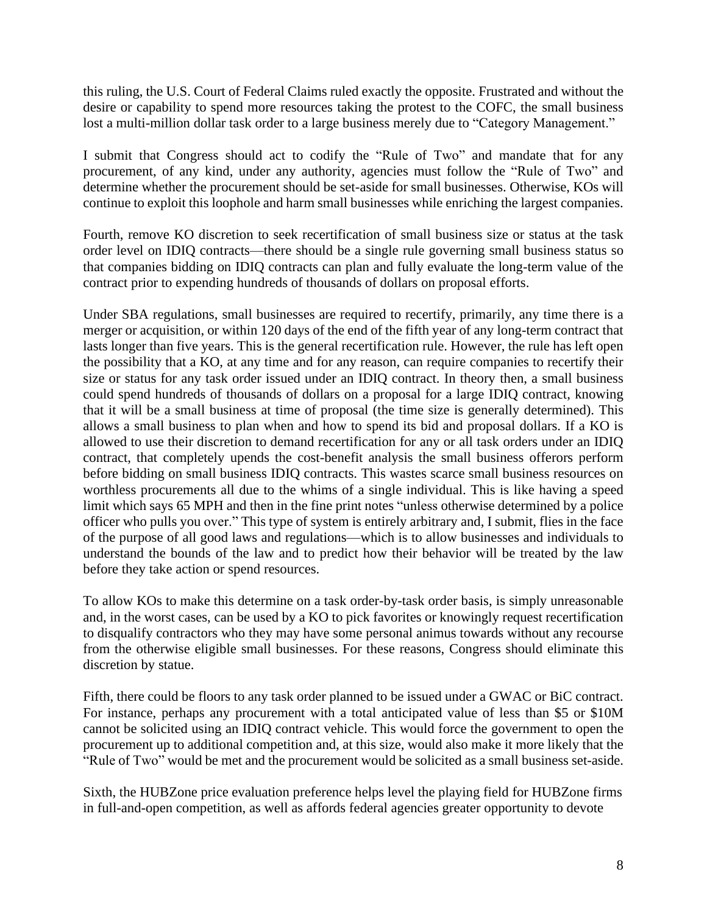this ruling, the U.S. Court of Federal Claims ruled exactly the opposite. Frustrated and without the desire or capability to spend more resources taking the protest to the COFC, the small business lost a multi-million dollar task order to a large business merely due to "Category Management."

I submit that Congress should act to codify the "Rule of Two" and mandate that for any procurement, of any kind, under any authority, agencies must follow the "Rule of Two" and determine whether the procurement should be set-aside for small businesses. Otherwise, KOs will continue to exploit this loophole and harm small businesses while enriching the largest companies.

Fourth, remove KO discretion to seek recertification of small business size or status at the task order level on IDIQ contracts—there should be a single rule governing small business status so that companies bidding on IDIQ contracts can plan and fully evaluate the long-term value of the contract prior to expending hundreds of thousands of dollars on proposal efforts.

Under SBA regulations, small businesses are required to recertify, primarily, any time there is a merger or acquisition, or within 120 days of the end of the fifth year of any long-term contract that lasts longer than five years. This is the general recertification rule. However, the rule has left open the possibility that a KO, at any time and for any reason, can require companies to recertify their size or status for any task order issued under an IDIQ contract. In theory then, a small business could spend hundreds of thousands of dollars on a proposal for a large IDIQ contract, knowing that it will be a small business at time of proposal (the time size is generally determined). This allows a small business to plan when and how to spend its bid and proposal dollars. If a KO is allowed to use their discretion to demand recertification for any or all task orders under an IDIQ contract, that completely upends the cost-benefit analysis the small business offerors perform before bidding on small business IDIQ contracts. This wastes scarce small business resources on worthless procurements all due to the whims of a single individual. This is like having a speed limit which says 65 MPH and then in the fine print notes "unless otherwise determined by a police officer who pulls you over." This type of system is entirely arbitrary and, I submit, flies in the face of the purpose of all good laws and regulations—which is to allow businesses and individuals to understand the bounds of the law and to predict how their behavior will be treated by the law before they take action or spend resources.

To allow KOs to make this determine on a task order-by-task order basis, is simply unreasonable and, in the worst cases, can be used by a KO to pick favorites or knowingly request recertification to disqualify contractors who they may have some personal animus towards without any recourse from the otherwise eligible small businesses. For these reasons, Congress should eliminate this discretion by statue.

Fifth, there could be floors to any task order planned to be issued under a GWAC or BiC contract. For instance, perhaps any procurement with a total anticipated value of less than \$5 or \$10M cannot be solicited using an IDIQ contract vehicle. This would force the government to open the procurement up to additional competition and, at this size, would also make it more likely that the "Rule of Two" would be met and the procurement would be solicited as a small business set-aside.

Sixth, the HUBZone price evaluation preference helps level the playing field for HUBZone firms in full-and-open competition, as well as affords federal agencies greater opportunity to devote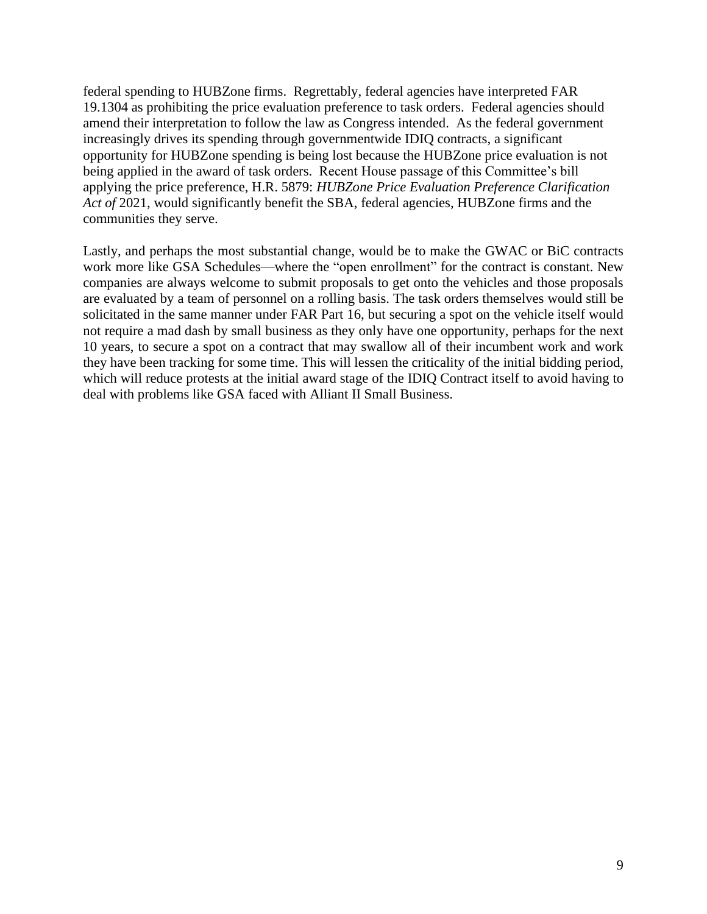federal spending to HUBZone firms. Regrettably, federal agencies have interpreted FAR 19.1304 as prohibiting the price evaluation preference to task orders. Federal agencies should amend their interpretation to follow the law as Congress intended. As the federal government increasingly drives its spending through governmentwide IDIQ contracts, a significant opportunity for HUBZone spending is being lost because the HUBZone price evaluation is not being applied in the award of task orders. Recent House passage of this Committee's bill applying the price preference, H.R. 5879: *HUBZone Price Evaluation Preference Clarification Act of* 2021, would significantly benefit the SBA, federal agencies, HUBZone firms and the communities they serve.

Lastly, and perhaps the most substantial change, would be to make the GWAC or BiC contracts work more like GSA Schedules—where the "open enrollment" for the contract is constant. New companies are always welcome to submit proposals to get onto the vehicles and those proposals are evaluated by a team of personnel on a rolling basis. The task orders themselves would still be solicitated in the same manner under FAR Part 16, but securing a spot on the vehicle itself would not require a mad dash by small business as they only have one opportunity, perhaps for the next 10 years, to secure a spot on a contract that may swallow all of their incumbent work and work they have been tracking for some time. This will lessen the criticality of the initial bidding period, which will reduce protests at the initial award stage of the IDIQ Contract itself to avoid having to deal with problems like GSA faced with Alliant II Small Business.